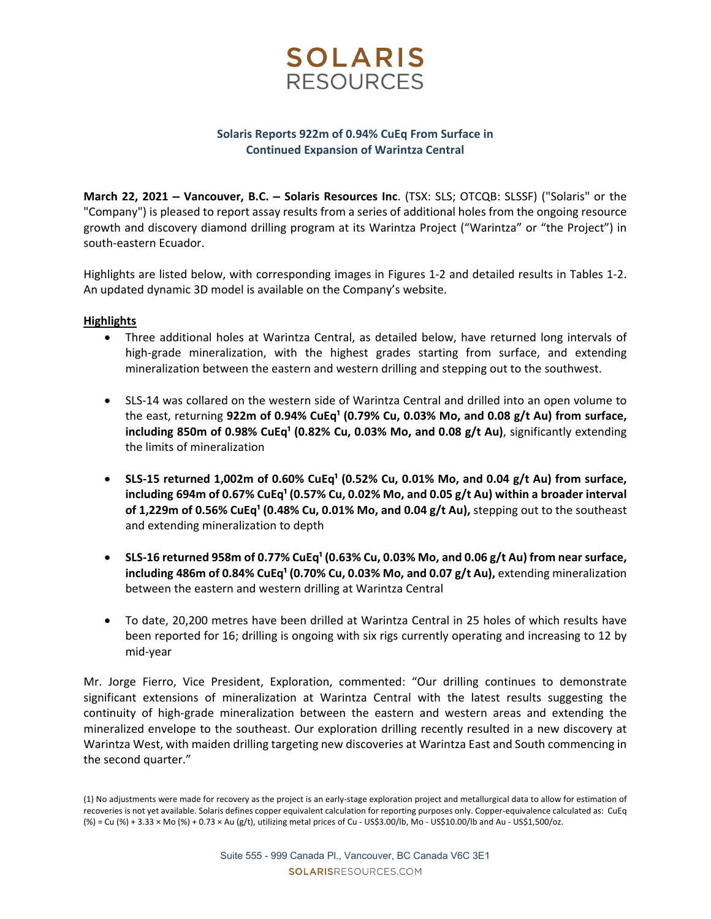# SOLARIS RESOURCES

## Solaris Reports 922m of 0.94% CuEq From Surface in Continued Expansion of Warintza Central

**March 22, 2021 – Vancouver, B.C. – Solaris Resources Inc**. (TSX: SLS; OTCQB: SLSSF) ("Solaris" or the "Company") is pleased to report assay results from a series of additional holes from the ongoing resource growth and discovery diamond drilling program at its Warintza Project ("Warintza" or "the Project") in south-eastern Ecuador.

Highlights are listed below, with corresponding images in Figures 1-2 and detailed results in Tables 1-2. An updated dynamic 3D model is available on the Company's website.

**Highlights**

- Three additional holes at Warintza Central, as detailed below, have returned long intervals of high-grade mineralization, with the highest grades starting from surface, and extending mineralization between the eastern and western drilling and stepping out to the southwest.
- SLS-14 was collared on the western side of Warintza Central and drilled into an open volume to the east, returning **922m of 0.94% CuEq[1] (0.79% Cu, 0.03% Mo, and 0.08 g/t Au) from surface, including 850m of 0.98% CuEq[1] (0.82% Cu, 0.03% Mo, and 0.08 g/t Au)**, significantly extending the limits of mineralization
- **SLS-15 returned 1,002m of 0.60% CuEq[1] (0.52% Cu, 0.01% Mo, and 0.04 g/t Au) from surface, including 694m of 0.67% CuEq[1] (0.57% Cu, 0.02% Mo, and 0.05 g/t Au) within a broader interval of 1,229m of 0.56% CuEq[1] (0.48% Cu, 0.01% Mo, and 0.04 g/t Au),** stepping out to the southeast and extending mineralization to depth
- **SLS-16 returned 958m of 0.77% CuEq[1] (0.63% Cu, 0.03% Mo, and 0.06 g/t Au) from near surface, including 486m of 0.84% CuEq[1] (0.70% Cu, 0.03% Mo, and 0.07 g/t Au),** extending mineralization between the eastern and western drilling at Warintza Central
- To date, 20,200 metres have been drilled at Warintza Central in 25 holes of which results have been reported for 16; drilling is ongoing with six rigs currently operating and increasing to 12 by mid-year

Mr. Jorge Fierro, Vice President, Exploration, commented: "Our drilling continues to demonstrate significant extensions of mineralization at Warintza Central with the latest results suggesting the continuity of high-grade mineralization between the eastern and western areas and extending the mineralized envelope to the southeast. Our exploration drilling recently resulted in a new discovery at Warintza West, with maiden drilling targeting new discoveries at Warintza East and South commencing in the second quarter."

(1) No adjustments were made for recovery as the project is an early-stage exploration project and metallurgical data to allow for estimation of recoveries is not yet available. Solaris defines copper equivalent calculation for reporting purposes only. Copper-equivalence calculated as: CuEq (%) = Cu (%) + 3.33 × Mo (%) + 0.73 × Au (g/t), utilizing metal prices of Cu - US$3.00/lb, Mo - US$10.00/lb and Au - US$1,500/oz.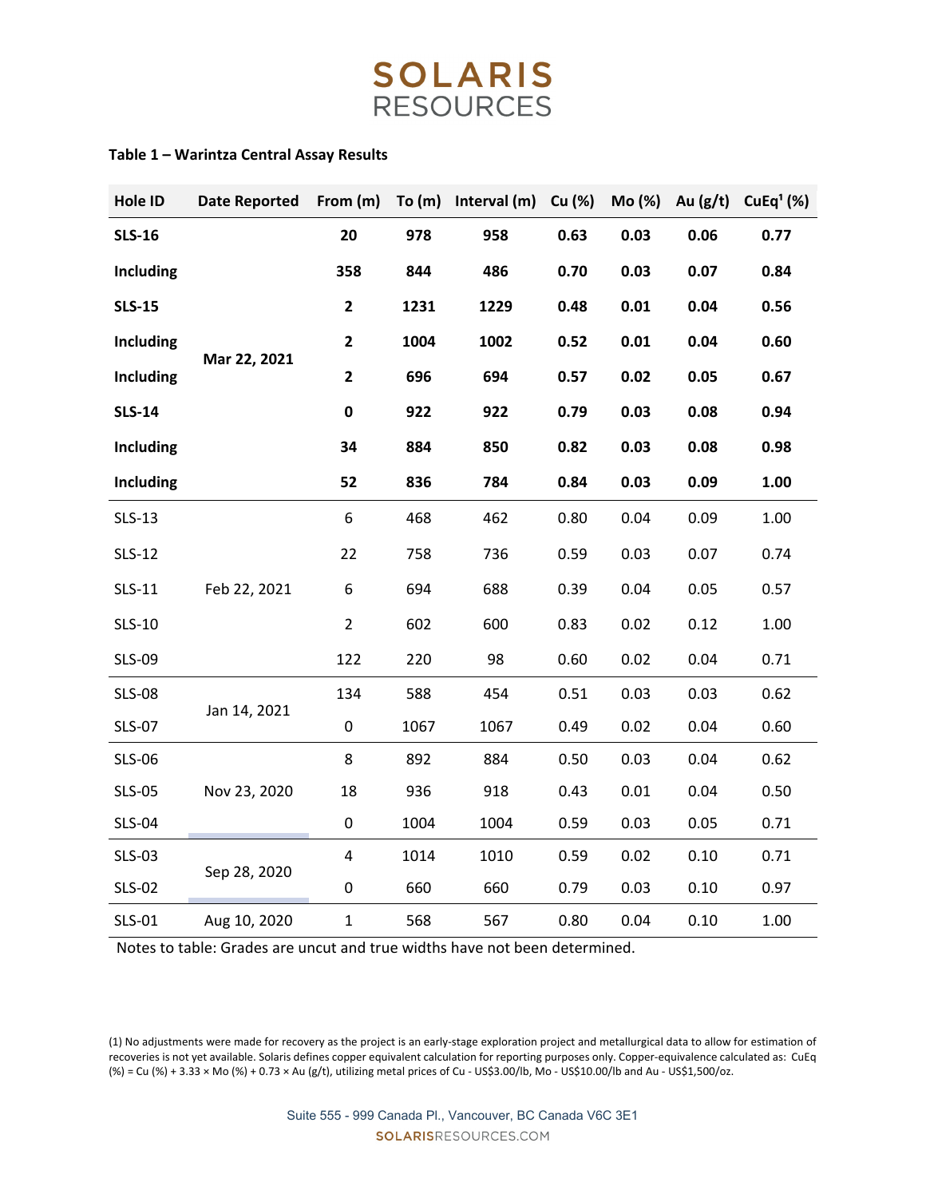**Table 1 – Warintza Central Assay Results**

| Hole ID | Date Reported | From (m) | To (m) | Interval (m) | Cu (%) | Mo (%) | Au (g/t) | CuEq[1] (%) |
|---|---|---|---|---|---|---|---|---|
| **SLS-16** | Mar 22, 2021 | **20** | **978** | **958** | **0.63** | **0.03** | **0.06** | **0.77** |
| **Including** | | **358** | **844** | **486** | **0.70** | **0.03** | **0.07** | **0.84** |
| **SLS-15** | | **2** | **1231** | **1229** | **0.48** | **0.01** | **0.04** | **0.56** |
| **Including** | | **2** | **1004** | **1002** | **0.52** | **0.01** | **0.04** | **0.60** |
| **Including** | | **2** | **696** | **694** | **0.57** | **0.02** | **0.05** | **0.67** |
| **SLS-14** | | **0** | **922** | **922** | **0.79** | **0.03** | **0.08** | **0.94** |
| **Including** | | **34** | **884** | **850** | **0.82** | **0.03** | **0.08** | **0.98** |
| **Including** | | **52** | **836** | **784** | **0.84** | **0.03** | **0.09** | **1.00** |
| SLS-13 | Feb 22, 2021 | 6 | 468 | 462 | 0.80 | 0.04 | 0.09 | 1.00 |
| SLS-12 | | 22 | 758 | 736 | 0.59 | 0.03 | 0.07 | 0.74 |
| SLS-11 | | 6 | 694 | 688 | 0.39 | 0.04 | 0.05 | 0.57 |
| SLS-10 | | 2 | 602 | 600 | 0.83 | 0.02 | 0.12 | 1.00 |
| SLS-09 | | 122 | 220 | 98 | 0.60 | 0.02 | 0.04 | 0.71 |
| SLS-08 | Jan 14, 2021 | 134 | 588 | 454 | 0.51 | 0.03 | 0.03 | 0.62 |
| SLS-07 | | 0 | 1067 | 1067 | 0.49 | 0.02 | 0.04 | 0.60 |
| SLS-06 | Nov 23, 2020 | 8 | 892 | 884 | 0.50 | 0.03 | 0.04 | 0.62 |
| SLS-05 | | 18 | 936 | 918 | 0.43 | 0.01 | 0.04 | 0.50 |
| SLS-04 | | 0 | 1004 | 1004 | 0.59 | 0.03 | 0.05 | 0.71 |
| SLS-03 | Sep 28, 2020 | 4 | 1014 | 1010 | 0.59 | 0.02 | 0.10 | 0.71 |
| SLS-02 | | 0 | 660 | 660 | 0.79 | 0.03 | 0.10 | 0.97 |
| SLS-01 | Aug 10, 2020 | 1 | 568 | 567 | 0.80 | 0.04 | 0.10 | 1.00 |

Notes to table: Grades are uncut and true widths have not been determined.

(1) No adjustments were made for recovery as the project is an early-stage exploration project and metallurgical data to allow for estimation of recoveries is not yet available. Solaris defines copper equivalent calculation for reporting purposes only. Copper-equivalence calculated as: CuEq (%) = Cu (%) + 3.33 × Mo (%) + 0.73 × Au (g/t), utilizing metal prices of Cu - US$3.00/lb, Mo - US$10.00/lb and Au - US$1,500/oz.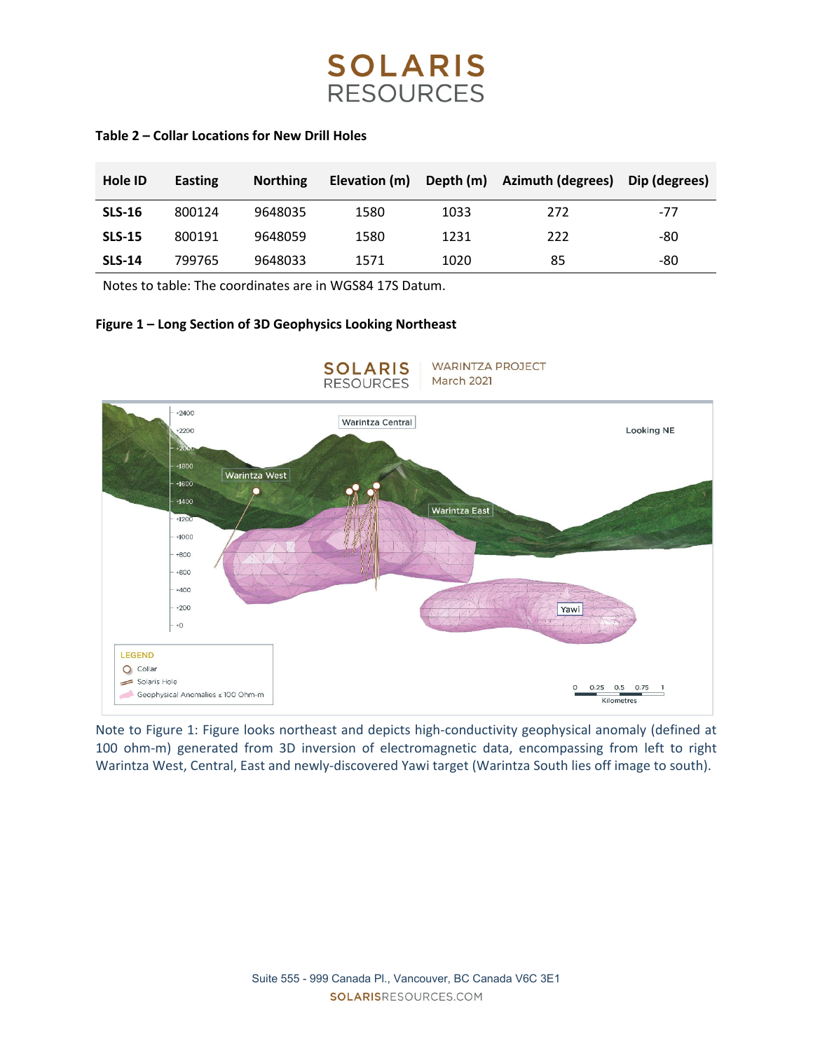**Table 2 – Collar Locations for New Drill Holes**

| Hole ID | Easting | Northing | Elevation (m) | Depth (m) | Azimuth (degrees) | Dip (degrees) |
|---|---|---|---|---|---|---|
| **SLS-16** | 800124 | 9648035 | 1580 | 1033 | 272 | -77 |
| **SLS-15** | 800191 | 9648059 | 1580 | 1231 | 222 | -80 |
| **SLS-14** | 799765 | 9648033 | 1571 | 1020 | 85 | -80 |

Notes to table: The coordinates are in WGS84 17S Datum.

**Figure 1 – Long Section of 3D Geophysics Looking Northeast**

Note to Figure 1: Figure looks northeast and depicts high-conductivity geophysical anomaly (defined at 100 ohm-m) generated from 3D inversion of electromagnetic data, encompassing from left to right Warintza West, Central, East and newly-discovered Yawi target (Warintza South lies off image to south).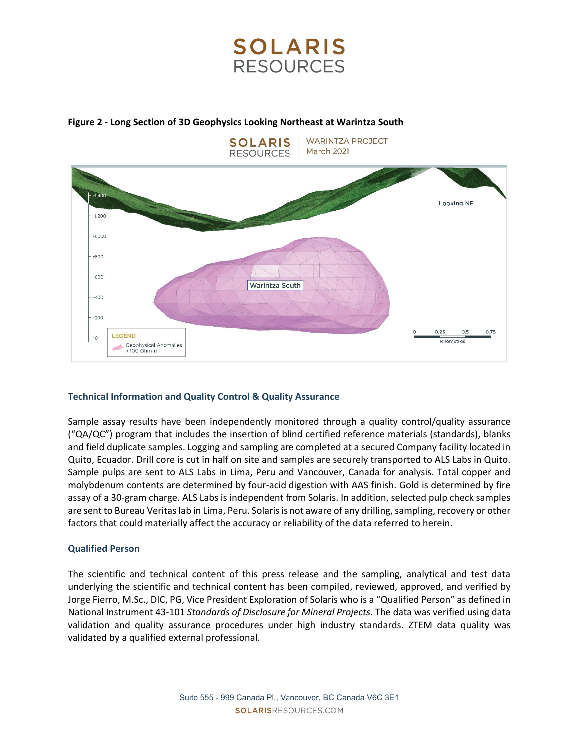**Figure 2 - Long Section of 3D Geophysics Looking Northeast at Warintza South**

### Technical Information and Quality Control & Quality Assurance

Sample assay results have been independently monitored through a quality control/quality assurance ("QA/QC") program that includes the insertion of blind certified reference materials (standards), blanks and field duplicate samples. Logging and sampling are completed at a secured Company facility located in Quito, Ecuador. Drill core is cut in half on site and samples are securely transported to ALS Labs in Quito. Sample pulps are sent to ALS Labs in Lima, Peru and Vancouver, Canada for analysis. Total copper and molybdenum contents are determined by four-acid digestion with AAS finish. Gold is determined by fire assay of a 30-gram charge. ALS Labs is independent from Solaris. In addition, selected pulp check samples are sent to Bureau Veritas lab in Lima, Peru. Solaris is not aware of any drilling, sampling, recovery or other factors that could materially affect the accuracy or reliability of the data referred to herein.

### Qualified Person

The scientific and technical content of this press release and the sampling, analytical and test data underlying the scientific and technical content has been compiled, reviewed, approved, and verified by Jorge Fierro, M.Sc., DIC, PG, Vice President Exploration of Solaris who is a "Qualified Person" as defined in National Instrument 43-101 *Standards of Disclosure for Mineral Projects*. The data was verified using data validation and quality assurance procedures under high industry standards. ZTEM data quality was validated by a qualified external professional.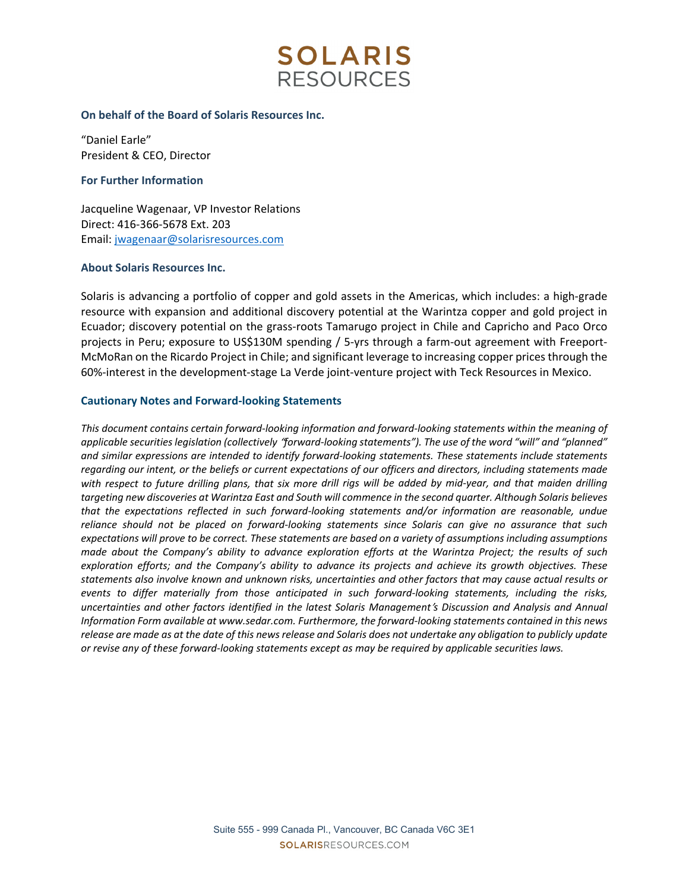**On behalf of the Board of Solaris Resources Inc.**

"Daniel Earle"
President & CEO, Director

**For Further Information**

Jacqueline Wagenaar, VP Investor Relations
Direct: 416-366-5678 Ext. 203
Email: jwagenaar@solarisresources.com

**About Solaris Resources Inc.**

Solaris is advancing a portfolio of copper and gold assets in the Americas, which includes: a high-grade resource with expansion and additional discovery potential at the Warintza copper and gold project in Ecuador; discovery potential on the grass-roots Tamarugo project in Chile and Capricho and Paco Orco projects in Peru; exposure to US$130M spending / 5-yrs through a farm-out agreement with Freeport-McMoRan on the Ricardo Project in Chile; and significant leverage to increasing copper prices through the 60%-interest in the development-stage La Verde joint-venture project with Teck Resources in Mexico.

**Cautionary Notes and Forward-looking Statements**

*This document contains certain forward-looking information and forward-looking statements within the meaning of applicable securities legislation (collectively "forward-looking statements"). The use of the word "will" and "planned" and similar expressions are intended to identify forward-looking statements. These statements include statements regarding our intent, or the beliefs or current expectations of our officers and directors, including statements made with respect to future drilling plans, that six more drill rigs will be added by mid-year, and that maiden drilling targeting new discoveries at Warintza East and South will commence in the second quarter. Although Solaris believes that the expectations reflected in such forward-looking statements and/or information are reasonable, undue reliance should not be placed on forward-looking statements since Solaris can give no assurance that such expectations will prove to be correct. These statements are based on a variety of assumptions including assumptions made about the Company's ability to advance exploration efforts at the Warintza Project; the results of such exploration efforts; and the Company's ability to advance its projects and achieve its growth objectives. These statements also involve known and unknown risks, uncertainties and other factors that may cause actual results or events to differ materially from those anticipated in such forward-looking statements, including the risks, uncertainties and other factors identified in the latest Solaris Management's Discussion and Analysis and Annual Information Form available at www.sedar.com. Furthermore, the forward-looking statements contained in this news release are made as at the date of this news release and Solaris does not undertake any obligation to publicly update or revise any of these forward-looking statements except as may be required by applicable securities laws.*